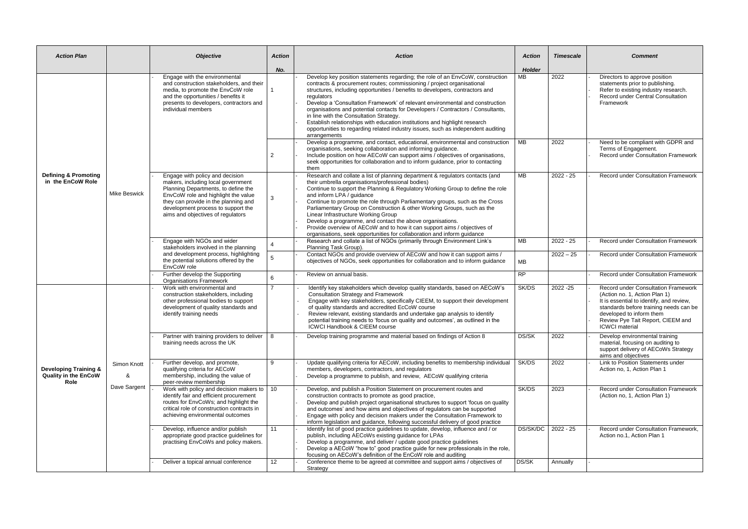| *Action Plan* | | *Objective* | *Action No.* | *Action* | *Action Holder* | *Timescale* | *Comment* |
|---|---|---|---|---|---|---|---|
| **Defining & Promoting in the EnCoW Role** | Mike Beswick | - Engage with the environmental and construction stakeholders, and their media, to promote the EnvCoW role and the opportunities / benefits it presents to developers, contractors and individual members | 1 | - Develop key position statements regarding; the role of an EnvCoW, construction contracts & procurement routes; commissioning / project organisational structures, including opportunities / benefits to developers, contractors and regulators<br>- Develop a 'Consultation Framework' of relevant environmental and construction organisations and potential contacts for Developers / Contractors / Consultants, in line with the Consultation Strategy.<br>- Establish relationships with education institutions and highlight research opportunities to regarding related industry issues, such as independent auditing arrangements | MB | 2022 | - Directors to approve position statements prior to publishing.<br>- Refer to existing industry research.<br>- Record under Central Consultation Framework |
| | | | 2 | - Develop a programme, and contact, educational, environmental and construction organisations, seeking collaboration and informing guidance.<br>- Include position on how AECoW can support aims / objectives of organisations, seek opportunities for collaboration and to inform guidance, prior to contacting them | MB | 2022 | - Need to be compliant with GDPR and Terms of Engagement.<br>- Record under Consultation Framework |
| | | - Engage with policy and decision makers, including local government Planning Departments, to define the EnvCoW role and highlight the value they can provide in the planning and development process to support the aims and objectives of regulators | 3 | - Research and collate a list of planning department & regulators contacts (and their umbrella organisations/professional bodies)<br>- Continue to support the Planning & Regulatory Working Group to define the role and inform LPA / guidance<br>- Continue to promote the role through Parliamentary groups, such as the Cross Parliamentary Group on Construction & other Working Groups, such as the Linear Infrastructure Working Group<br>- Develop a programme, and contact the above organisations.<br>- Provide overview of AECoW and to how it can support aims / objectives of organisations, seek opportunities for collaboration and inform guidance | MB | 2022 - 25 | - Record under Consultation Framework |
| | | - Engage with NGOs and wider stakeholders involved in the planning and development process, highlighting the potential solutions offered by the EnvCoW role | 4 | - Research and collate a list of NGOs (primarily through Environment Link's Planning Task Group). | MB | 2022 - 25 | - Record under Consultation Framework |
| | | | 5 | - Contact NGOs and provide overview of AECoW and how it can support aims / objectives of NGOs, seek opportunities for collaboration and to inform guidance | MB | 2022 – 25 | - Record under Consultation Framework |
| | | - Further develop the Supporting Organisations Framework | 6 | - Review on annual basis. | RP | | - Record under Consultation Framework |
| **Developing Training & Quality in the EnCoW Role** | Simon Knott & Dave Sargent | - Work with environmental and construction stakeholders, including other professional bodies to support development of quality standards and identify training needs | 7 | - Identify key stakeholders which develop quality standards, based on AECoW's Consultation Strategy and Framework<br>- Engage with key stakeholders, specifically CIEEM, to support their development of quality standards and accredited EcCoW course<br>- Review relevant, existing standards and undertake gap analysis to identify potential training needs to 'focus on quality and outcomes', as outlined in the ICWCI Handbook & CIEEM course | SK/DS | 2022 -25 | - Record under Consultation Framework (Action no. 1, Action Plan 1)<br>- It is essential to identify, and review, standards before training needs can be developed to inform them<br>- Review Pye Tait Report, CIEEM and ICWCI material |
| | | - Partner with training providers to deliver training needs across the UK | 8 | - Develop training programme and material based on findings of Action 8 | DS/SK | 2022 | - Develop environmental training material, focusing on auditing to support delivery of AECoWs Strategy aims and objectives |
| | | - Further develop, and promote, qualifying criteria for AECoW membership, including the value of peer-review membership | 9 | - Update qualifying criteria for AECoW, including benefits to membership individual members, developers, contractors, and regulators<br>- Develop a programme to publish, and review, AECoW qualifying criteria | SK/DS | 2022 | - Link to Position Statements under Action no, 1, Action Plan 1 |
| | | - Work with policy and decision makers to identify fair and efficient procurement routes for EnvCoWs; and highlight the critical role of construction contracts in achieving environmental outcomes | 10 | - Develop, and publish a Position Statement on procurement routes and construction contracts to promote as good practice,<br>- Develop and publish project organisational structures to support 'focus on quality and outcomes' and how aims and objectives of regulators can be supported<br>- Engage with policy and decision makers under the Consultation Framework to inform legislation and guidance, following successful delivery of good practice | SK/DS | 2023 | - Record under Consultation Framework (Action no, 1, Action Plan 1) |
| | | - Develop, influence and/or publish appropriate good practice guidelines for practising EnvCoWs and policy makers. | 11 | - Identify list of good practice guidelines to update, develop, influence and / or publish, including AECoWs existing guidance for LPAs<br>- Develop a programme, and deliver / update good practice guidelines<br>- Develop a AECoW "how to" good practice guide for new professionals in the role, focusing on AECoW's definition of the EnCoW role and auditing | DS/SK/DC | 2022 - 25 | - Record under Consultation Framework, Action no.1, Action Plan 1 |
| | | - Deliver a topical annual conference | 12 | - Conference theme to be agreed at committee and support aims / objectives of Strategy | DS/SK | Annually | - |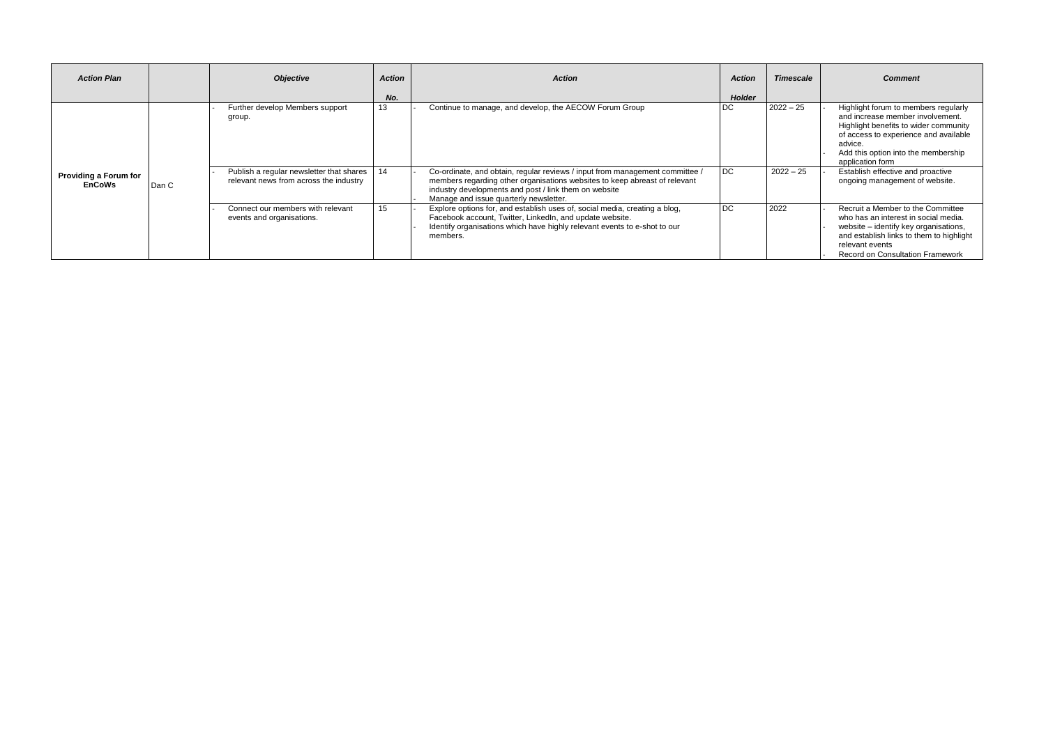| *Action Plan* | | *Objective* | *Action No.* | *Action* | *Action Holder* | *Timescale* | *Comment* |
|---|---|---|---|---|---|---|---|
| **Providing a Forum for EnCoWs** | Dan C | - Further develop Members support group. | 13 | - Continue to manage, and develop, the AECOW Forum Group | DC | 2022 – 25 | - Highlight forum to members regularly and increase member involvement. Highlight benefits to wider community of access to experience and available advice.<br>- Add this option into the membership application form |
| | | - Publish a regular newsletter that shares relevant news from across the industry | 14 | - Co-ordinate, and obtain, regular reviews / input from management committee / members regarding other organisations websites to keep abreast of relevant industry developments and post / link them on website<br>- Manage and issue quarterly newsletter. | DC | 2022 – 25 | - Establish effective and proactive ongoing management of website. |
| | | - Connect our members with relevant events and organisations. | 15 | - Explore options for, and establish uses of, social media, creating a blog, Facebook account, Twitter, LinkedIn, and update website.<br>- Identify organisations which have highly relevant events to e-shot to our members. | DC | 2022 | - Recruit a Member to the Committee who has an interest in social media.<br>- website – identify key organisations, and establish links to them to highlight relevant events<br>- Record on Consultation Framework |